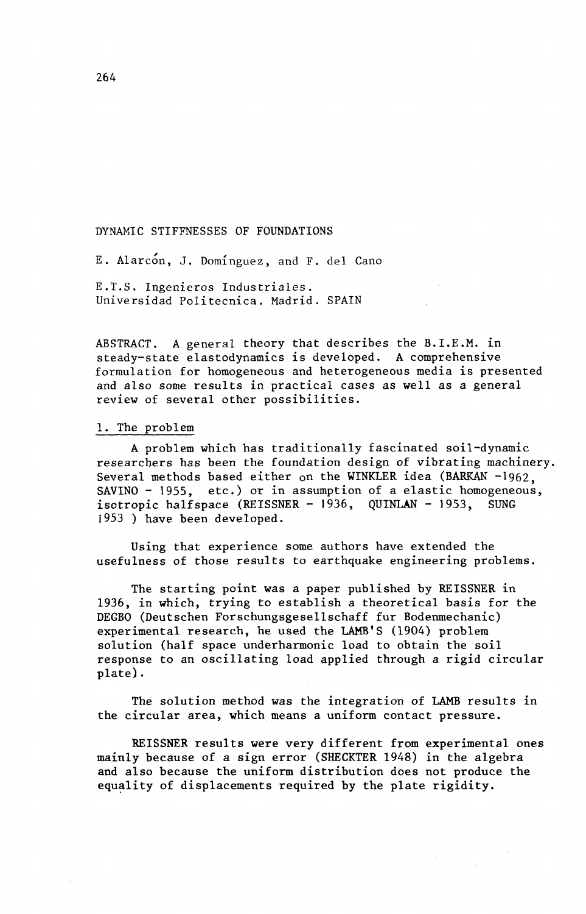# DYNAMIC STIFFNESSES OF FOUNDATIONS

E. Alarcón, J. Domínguez, and F. del Cano

E.T.S. Ingenieros Industriales.
Universidad Politecnica. Madrid. SPAIN

ABSTRACT. A general theory that describes the B.I.E.M. in steady-state elastodynamics is developed. A comprehensive formulation for homogeneous and heterogeneous media is presented and also some results in practical cases as well as a general review of several other possibilities.

## 1. The problem

A problem which has traditionally fascinated soil-dynamic researchers has been the foundation design of vibrating machinery. Several methods based either on the WINKLER idea (BARKAN -1962, SAVINO - 1955, etc.) or in assumption of a elastic homogeneous, isotropic halfspace (REISSNER - 1936, QUINLAN - 1953, SUNG 1953 ) have been developed.

Using that experience some authors have extended the usefulness of those results to earthquake engineering problems.

The starting point was a paper published by REISSNER in 1936, in which, trying to establish a theoretical basis for the DEGBO (Deutschen Forschungsgesellschaff fur Bodenmechanic) experimental research, he used the LAMB'S (1904) problem solution (half space underharmonic load to obtain the soil response to an oscillating load applied through a rigid circular plate).

The solution method was the integration of LAMB results in the circular area, which means a uniform contact pressure.

REISSNER results were very different from experimental ones mainly because of a sign error (SHECKTER 1948) in the algebra and also because the uniform distribution does not produce the equality of displacements required by the plate rigidity.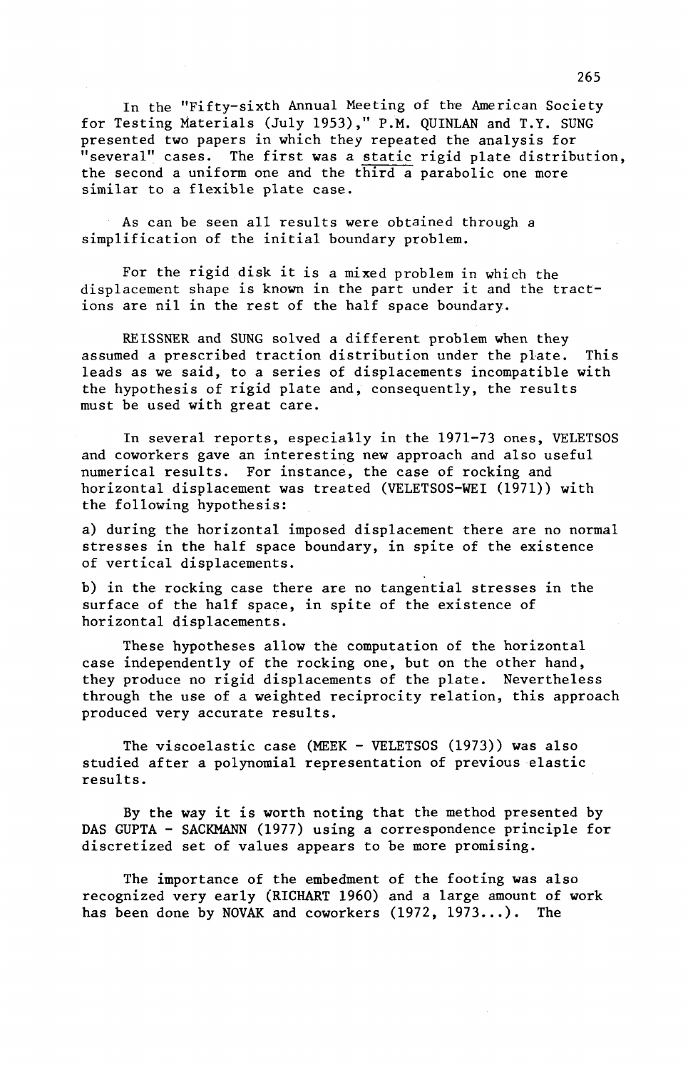In the "Fifty-sixth Annual Meeting of the American Society for Testing Materials (July 1953)," P.M. QUINLAN and T.Y. SUNG presented two papers in which they repeated the analysis for "several" cases. The first was a <u>static</u> rigid plate distribution, the second a uniform one and the third a parabolic one more similar to a flexible plate case.

As can be seen all results were obtained through a simplification of the initial boundary problem.

For the rigid disk it is a mixed problem in which the displacement shape is known in the part under it and the tractions are nil in the rest of the half space boundary.

REISSNER and SUNG solved a different problem when they assumed a prescribed traction distribution under the plate. This leads as we said, to a series of displacements incompatible with the hypothesis of rigid plate and, consequently, the results must be used with great care.

In several reports, especially in the 1971-73 ones, VELETSOS and coworkers gave an interesting new approach and also useful numerical results. For instance, the case of rocking and horizontal displacement was treated (VELETSOS-WEI (1971)) with the following hypothesis:

a) during the horizontal imposed displacement there are no normal stresses in the half space boundary, in spite of the existence of vertical displacements.

b) in the rocking case there are no tangential stresses in the surface of the half space, in spite of the existence of horizontal displacements.

These hypotheses allow the computation of the horizontal case independently of the rocking one, but on the other hand, they produce no rigid displacements of the plate. Nevertheless through the use of a weighted reciprocity relation, this approach produced very accurate results.

The viscoelastic case (MEEK - VELETSOS (1973)) was also studied after a polynomial representation of previous elastic results.

By the way it is worth noting that the method presented by DAS GUPTA - SACKMANN (1977) using a correspondence principle for discretized set of values appears to be more promising.

The importance of the embedment of the footing was also recognized very early (RICHART 1960) and a large amount of work has been done by NOVAK and coworkers (1972, 1973...). The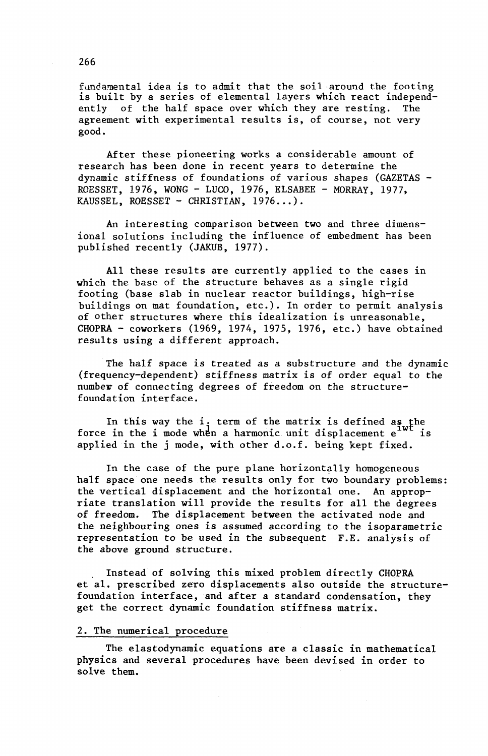fundamental idea is to admit that the soil around the footing is built by a series of elemental layers which react independently of the half space over which they are resting. The agreement with experimental results is, of course, not very good.

After these pioneering works a considerable amount of research has been done in recent years to determine the dynamic stiffness of foundations of various shapes (GAZETAS - ROESSET, 1976, WONG - LUCO, 1976, ELSABEE - MORRAY, 1977, KAUSSEL, ROESSET - CHRISTIAN, 1976...).

An interesting comparison between two and three dimensional solutions including the influence of embedment has been published recently (JAKUB, 1977).

All these results are currently applied to the cases in which the base of the structure behaves as a single rigid footing (base slab in nuclear reactor buildings, high-rise buildings on mat foundation, etc.). In order to permit analysis of other structures where this idealization is unreasonable, CHOPRA - coworkers (1969, 1974, 1975, 1976, etc.) have obtained results using a different approach.

The half space is treated as a substructure and the dynamic (frequency-dependent) stiffness matrix is of order equal to the number of connecting degrees of freedom on the structure-foundation interface.

In this way the $i_j$ term of the matrix is defined as the force in the i mode when a harmonic unit displacement $e^{iwt}$ is applied in the j mode, with other d.o.f. being kept fixed.

In the case of the pure plane horizontally homogeneous half space one needs the results only for two boundary problems: the vertical displacement and the horizontal one. An appropriate translation will provide the results for all the degrees of freedom. The displacement between the activated node and the neighbouring ones is assumed according to the isoparametric representation to be used in the subsequent F.E. analysis of the above ground structure.

Instead of solving this mixed problem directly CHOPRA et al. prescribed zero displacements also outside the structure-foundation interface, and after a standard condensation, they get the correct dynamic foundation stiffness matrix.

## 2. The numerical procedure

The elastodynamic equations are a classic in mathematical physics and several procedures have been devised in order to solve them.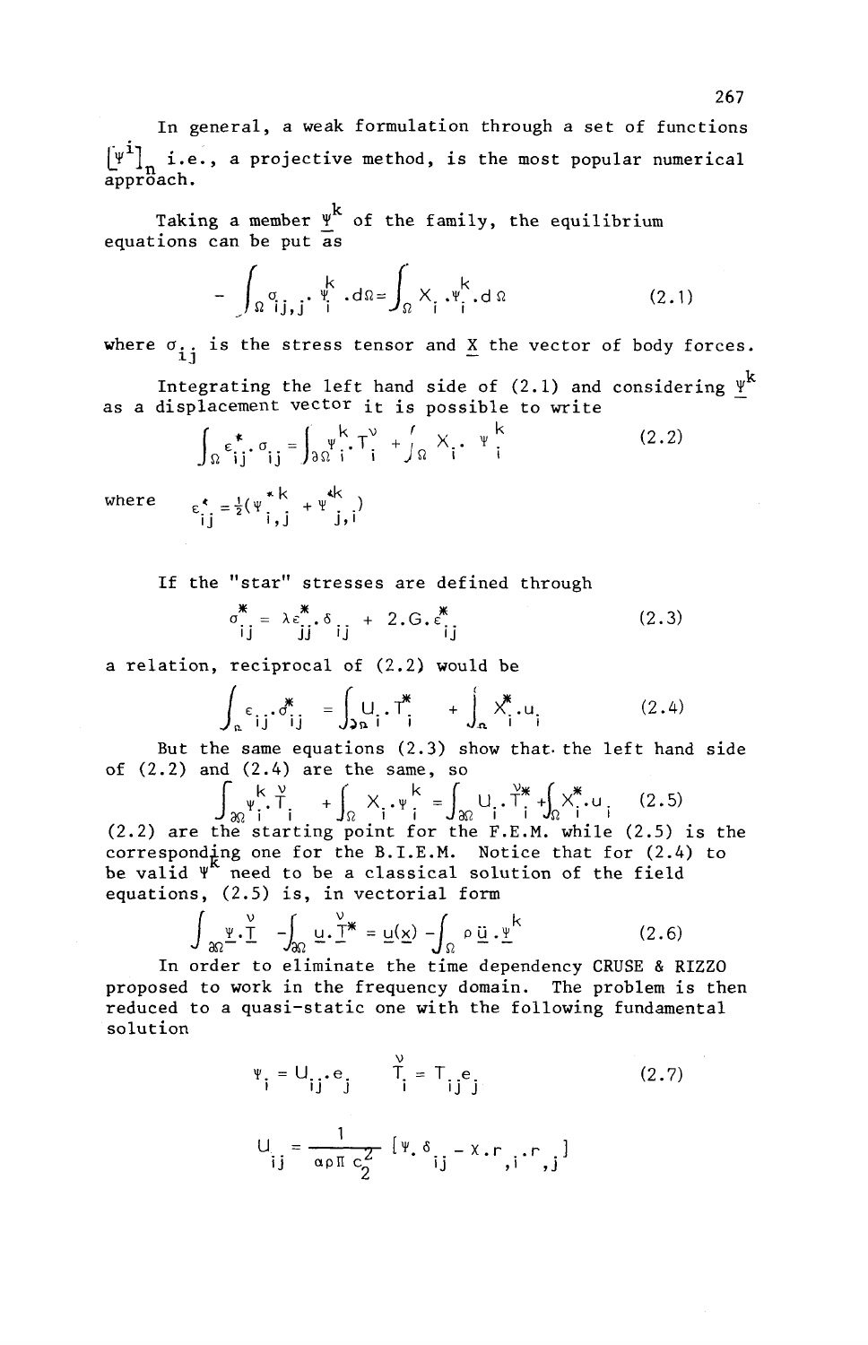In general, a weak formulation through a set of functions $[\psi^i]_n$ i.e., a projective method, is the most popular numerical approach.

Taking a member $\underline{\psi}^k$ of the family, the equilibrium equations can be put as

$$- \int_\Omega \sigma_{ij,j} \cdot \psi_i^k \cdot d\Omega = \int_\Omega X_i \cdot \psi_i^k \cdot d\Omega \qquad (2.1)$$

where $\sigma_{ij}$ is the stress tensor and $\underline{X}$ the vector of body forces.

Integrating the left hand side of (2.1) and considering $\underline{\psi}^k$ as a displacement vector it is possible to write

$$\int_\Omega \varepsilon_{ij}^* \cdot \sigma_{ij} = \int_{\partial\Omega} \psi_i^k \cdot \overset{\nu}{T_i} + \int_\Omega X_i \cdot \psi_i^k \qquad (2.2)$$

where $\varepsilon_{ij}^* = \frac{1}{2}(\psi_{i,j}^{*k} + \psi_{j,i}^{*k})$

If the "star" stresses are defined through

$$\sigma_{ij}^* = \lambda \varepsilon_{jj}^* \cdot \delta_{ij} + 2 . G . \varepsilon_{ij}^* \qquad (2.3)$$

a relation, reciprocal of (2.2) would be

$$\int_\Omega \varepsilon_{ij} \cdot \sigma_{ij}^* = \int_{\partial\Omega} U_i \cdot T_i^* + \int_\Omega X_i^* \cdot u_i \qquad (2.4)$$

But the same equations (2.3) show that the left hand side of (2.2) and (2.4) are the same, so

$$\int_{\partial\Omega} \psi_i^k \cdot \overset{\nu}{T_i} + \int_\Omega X_i \cdot \psi_i^k = \int_{\partial\Omega} U_i \cdot \overset{\nu *}{T_i} + \int_\Omega X_i^* \cdot u_i \qquad (2.5)$$

(2.2) are the starting point for the F.E.M. while (2.5) is the corresponding one for the B.I.E.M. Notice that for (2.4) to be valid $\psi^k$ need to be a classical solution of the field equations, (2.5) is, in vectorial form

$$\int_{\partial\Omega} \underline{\psi} \cdot \overset{\nu}{\underline{T}} - \int_{\partial\Omega} \underline{u} \cdot \overset{\nu}{\underline{T}}{}^* = \underline{u}(\underline{x}) - \int_\Omega \rho\, \underline{\ddot{u}} \cdot \underline{\psi}^k \qquad (2.6)$$

In order to eliminate the time dependency CRUSE & RIZZO proposed to work in the frequency domain. The problem is then reduced to a quasi-static one with the following fundamental solution

$$\psi_i = U_{ij} \cdot e_j \qquad \overset{\nu}{T_i} = T_{ij} e_j \qquad (2.7)$$

$$U_{ij} = \frac{1}{\alpha \rho \Pi c_2^2} [\psi . \delta_{ij} - \chi . r_{,i} . r_{,j}]$$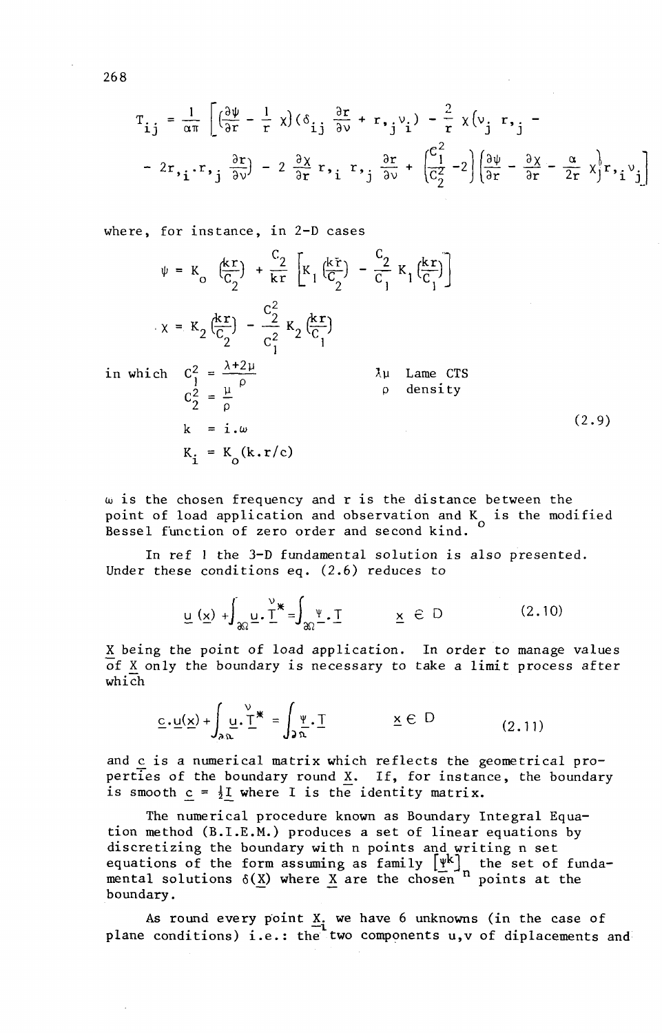$$T_{ij} = \frac{1}{\alpha\pi}\left[\left(\frac{\partial\psi}{\partial r} - \frac{1}{r}\,\chi\right)\left(\delta_{ij}\,\frac{\partial r}{\partial \nu} + r,_j \nu_i\right) - \frac{2}{r}\,\chi\left(\nu_j\, r,_j - 2r,_i \cdot r,_j\,\frac{\partial r}{\partial \nu}\right) - 2\,\frac{\partial \chi}{\partial r}\, r,_i\; r,_j\,\frac{\partial r}{\partial \nu} + \left(\frac{C_1^2}{C_2^2} - 2\right)\left(\frac{\partial\psi}{\partial r} - \frac{\partial \chi}{\partial r} - \frac{\alpha}{2r}\,\chi\right) r,_i \nu_j\right]$$

where, for instance, in 2-D cases

$$\psi = K_o\left(\frac{kr}{C_2}\right) + \frac{C_2}{kr}\left[K_1\left(\frac{kr}{C_2}\right) - \frac{C_2}{C_1}\,K_1\left(\frac{kr}{C_1}\right)\right]$$

$$\chi = K_2\left(\frac{kr}{C_2}\right) - \frac{C_2^2}{C_1^2}\,K_2\left(\frac{kr}{C_1}\right)$$

in which

$$C_1^2 = \frac{\lambda + 2\mu}{\rho} \qquad \lambda\mu \text{ Lame CTS}$$

$$C_2^2 = \frac{\mu}{\rho} \qquad \rho \text{ density}$$

$$k = i.\omega \tag{2.9}$$

$$K_i = K_o(k.r/c)$$

$\omega$ is the chosen frequency and r is the distance between the point of load application and observation and $K_o$ is the modified Bessel function of zero order and second kind.

In ref 1 the 3-D fundamental solution is also presented. Under these conditions eq. (2.6) reduces to

$$\underline{u}\,(\underline{x}) + \int_{\partial\Omega}^{\nu} \underline{u}.\underline{T}^{*} = \int_{\partial\Omega} \underline{\Psi}.\underline{T} \qquad \underline{x} \in D \tag{2.10}$$

$\underline{X}$ being the point of load application. In order to manage values of $\underline{X}$ only the boundary is necessary to take a limit process after which

$$\underline{c}.\underline{u}(\underline{x}) + \int_{\partial\Omega}^{\nu} \underline{u}.\underline{T}^{*} = \int_{\partial\Omega} \underline{\Psi}.\underline{T} \qquad \underline{x} \in D \tag{2.11}$$

and $\underline{c}$ is a numerical matrix which reflects the geometrical properties of the boundary round $\underline{X}$. If, for instance, the boundary is smooth $\underline{c} = \frac{1}{2}\underline{I}$ where I is the identity matrix.

The numerical procedure known as Boundary Integral Equation method (B.I.E.M.) produces a set of linear equations by discretizing the boundary with n points and writing n set equations of the form assuming as family $[\Psi^k]_n$ the set of fundamental solutions $\delta(\underline{X})$ where $\underline{X}$ are the chosen n points at the boundary.

As round every point $\underline{X}_i$ we have 6 unknowns (in the case of plane conditions) i.e.: the two components u,v of diplacements and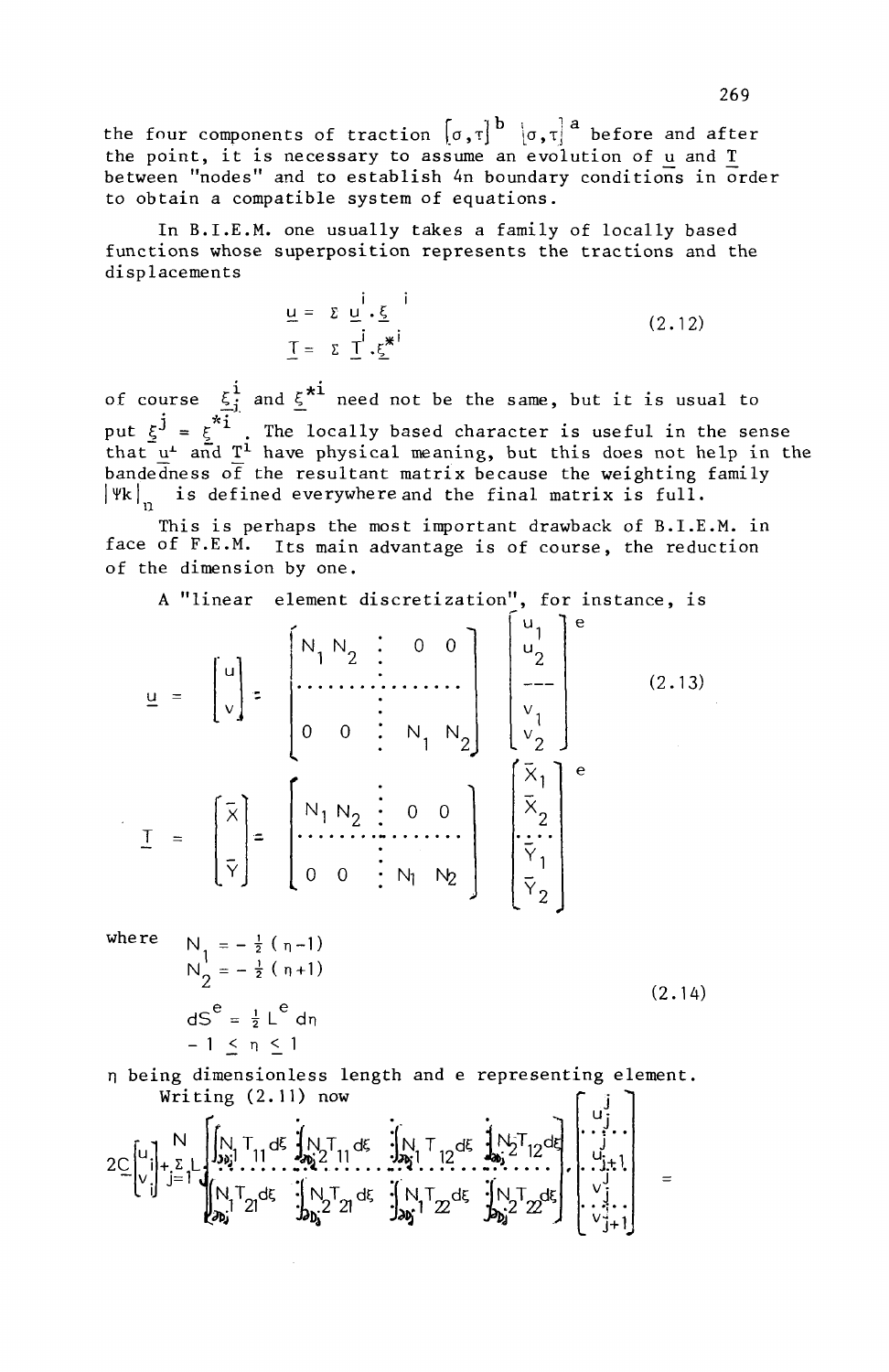the four components of traction $[\sigma,\tau]^b$ $[\sigma,\tau]^a$ before and after the point, it is necessary to assume an evolution of $\underline{u}$ and $\underline{T}$ between "nodes" and to establish 4n boundary conditions in order to obtain a compatible system of equations.

In B.I.E.M. one usually takes a family of locally based functions whose superposition represents the tractions and the displacements

$$
\begin{aligned}
\underline{u} &= \Sigma\, \underline{u}^i . \underline{\xi}^i \\
\underline{T} &= \Sigma\, \underline{T}^i . \underline{\xi}^{*i}
\end{aligned}
\tag{2.12}
$$

of course $\underline{\xi}^i_j$ and $\underline{\xi}^{*i}$ need not be the same, but it is usual to put $\underline{\xi}^j = \underline{\xi}^{*i}$. The locally based character is useful in the sense that $\underline{u}^i$ and $\underline{T}^i$ have physical meaning, but this does not help in the bandedness of the resultant matrix because the weighting family $|\Psi k|_n$ is defined everywhere and the final matrix is full.

This is perhaps the most important drawback of B.I.E.M. in face of F.E.M. Its main advantage is of course, the reduction of the dimension by one.

A "linear element discretization", for instance, is

$$
\underline{u} = \begin{bmatrix} u \\ v \end{bmatrix} = \begin{bmatrix} N_1 & N_2 & \vdots & 0 & 0 \\ \cdots & \cdots & \cdots & \cdots & \cdots \\ 0 & 0 & \vdots & N_1 & N_2 \end{bmatrix} \begin{bmatrix} u_1 \\ u_2 \\ --- \\ v_1 \\ v_2 \end{bmatrix}^e
\tag{2.13}
$$

$$
\underline{T} = \begin{bmatrix} \bar{X} \\ \bar{Y} \end{bmatrix} = \begin{bmatrix} N_1 & N_2 & \vdots & 0 & 0 \\ \cdots & \cdots & \cdots & \cdots & \cdots \\ 0 & 0 & \vdots & N_1 & N_2 \end{bmatrix} \begin{bmatrix} \bar{X}_1 \\ \bar{X}_2 \\ \cdots \\ \bar{Y}_1 \\ \bar{Y}_2 \end{bmatrix}^e
$$

where

$$
\begin{aligned}
N_1 &= -\tfrac{1}{2}(\eta - 1) \\
N_2 &= -\tfrac{1}{2}(\eta + 1) \\
dS^e &= \tfrac{1}{2} L^e \, d\eta \\
-1 &\leq \eta \leq 1
\end{aligned}
\tag{2.14}
$$

$\eta$ being dimensionless length and e representing element.

Writing (2.11) now

$$
2\underline{C}\begin{bmatrix} u_i \\ v_i \end{bmatrix} + \sum_{j=1}^{N} L_j \begin{bmatrix} \int_{\partial D_j} N_1 T_{11} d\xi & \vdots \int_{\partial D_j} N_2 T_{11} d\xi & \vdots \int_{\partial D_j} N_1 T_{12} d\xi & \vdots \int_{\partial D_j} N_2 T_{12} d\xi \\ \cdots & \cdots & \cdots & \cdots \\ \int_{\partial D_j} N_1 T_{21} d\xi & \vdots \int_{\partial D_j} N_2 T_{21} d\xi & \vdots \int_{\partial D_j} N_1 T_{22} d\xi & \vdots \int_{\partial D_j} N_2 T_{22} d\xi \end{bmatrix} \cdot \begin{bmatrix} u_j^j \\ \cdots \\ u_{j+1}^j \\ v_j^j \\ \cdots \\ v_{j+1}^j \end{bmatrix} =
$$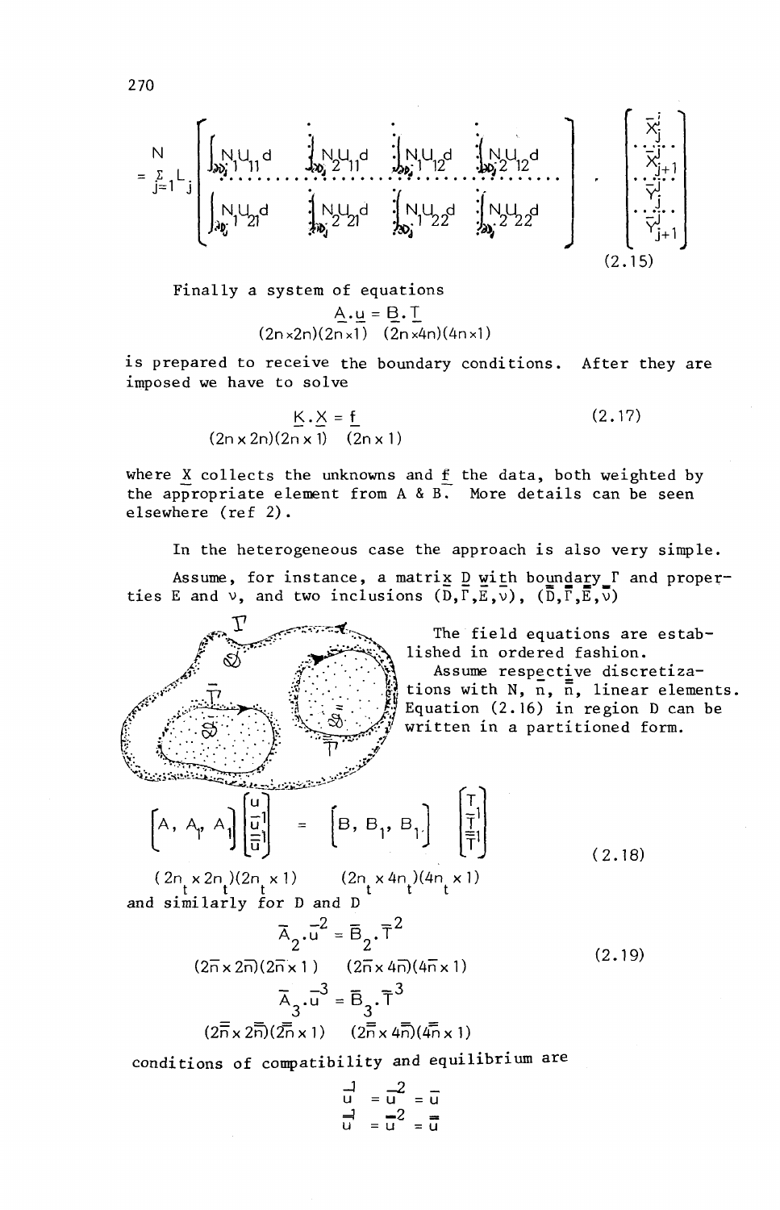$$
= \sum_{j=1}^{N} L_j \begin{bmatrix} \int_{\partial D_j} N_1 U_{11} d & \int_{\partial D_j} N_2 U_{11} d & \int_{\partial D_j} N_1 U_{12} d & \int_{\partial D_j} N_2 U_{12} d \\ \int_{\partial D_j} N_1 U_{21} d & \int_{\partial D_j} N_2 U_{21} d & \int_{\partial D_j} N_1 U_{22} d & \int_{\partial D_j} N_2 U_{22} d \end{bmatrix} \cdot \begin{bmatrix} \bar{X}_j^j \\ \bar{X}_{j+1}^j \\ \bar{Y}_j^j \\ \bar{Y}_{j+1}^j \end{bmatrix} \tag{2.15}
$$

Finally a system of equations

$$
\underset{(2n\times 2n)(2n\times 1)}{\underline{A}\cdot\underline{u}} = \underset{(2n\times 4n)(4n\times 1)}{\underline{B}\cdot\underline{T}}
$$

is prepared to receive the boundary conditions. After they are imposed we have to solve

$$
\underset{(2n\times 2n)(2n\times 1)}{\underline{K}\cdot\underline{X}} = \underset{(2n\times 1)}{\underline{f}} \tag{2.17}
$$

where $\underline{X}$ collects the unknowns and $\underline{f}$ the data, both weighted by the appropriate element from A & B. More details can be seen elsewhere (ref 2).

In the heterogeneous case the approach is also very simple.

Assume, for instance, a matrix $D$ with boundary $\Gamma$ and properties $E$ and $\nu$, and two inclusions $(\bar{D},\bar{\Gamma},\bar{E},\bar{\nu})$, $(\bar{\bar{D}},\bar{\bar{\Gamma}},\bar{\bar{E}},\bar{\bar{\nu}})$

The field equations are established in ordered fashion.

Assume respective discretizations with N, $\bar{n}$, $\bar{\bar{n}}$, linear elements. Equation (2.16) in region D can be written in a partitioned form.

$$
\underset{(2n_t\times 2n_t)(2n_t\times 1)}{\begin{bmatrix} A, & A_1, & A_1 \end{bmatrix} \begin{bmatrix} u \\ \bar{u}^1 \\ \bar{\bar{u}}^1 \end{bmatrix}} = \underset{(2n_t\times 4n_t)(4n_t\times 1)}{\begin{bmatrix} B, & B_1, & B_1 \end{bmatrix} \begin{bmatrix} T \\ \bar{T}^1 \\ \bar{\bar{T}}^1 \end{bmatrix}} \tag{2.18}
$$

and similarly for D and D

$$
\underset{(2\bar{n}\times 2\bar{n})(2\bar{n}\times 1)}{\bar{A}_2\cdot\bar{u}^2} = \underset{(2\bar{n}\times 4\bar{n})(4\bar{n}\times 1)}{\bar{B}_2\cdot\bar{T}^2}
$$

$$
\underset{(2\bar{\bar{n}}\times 2\bar{\bar{n}})(2\bar{\bar{n}}\times 1)}{\bar{A}_3\cdot\bar{u}^3} = \underset{(2\bar{\bar{n}}\times 4\bar{\bar{n}})(4\bar{\bar{n}}\times 1)}{\bar{B}_3\cdot\bar{T}^3} \tag{2.19}
$$

conditions of compatibility and equilibrium are

$$
\bar{u}^1 = \bar{u}^2 = \bar{u}
$$

$$
\bar{\bar{u}}^1 = \bar{\bar{u}}^2 = \bar{\bar{u}}
$$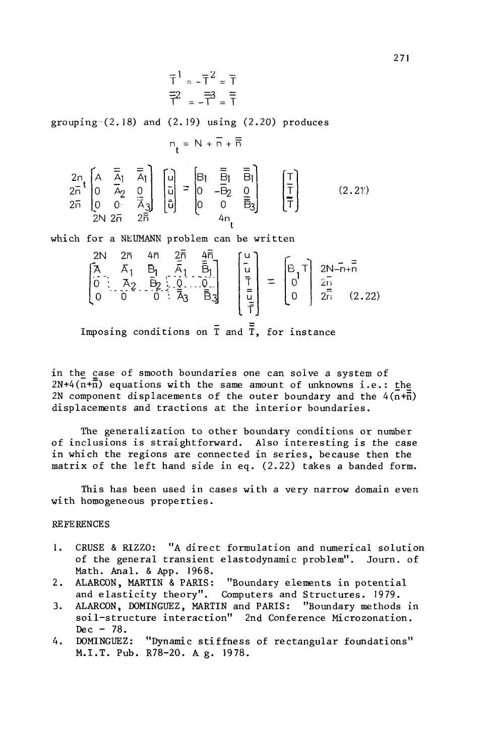$$\bar{T}^1 = -\bar{T}^2 = \bar{T}$$

$$\bar{\bar{T}}^2 = -\bar{\bar{T}}^3 = \bar{\bar{T}}$$

grouping (2.18) and (2.19) using (2.20) produces

$$n_t = N + \bar{n} + \bar{\bar{n}}$$

$$\begin{matrix} 2n_t \\ 2\bar{n} \\ 2\bar{n} \end{matrix} \begin{bmatrix} A & \bar{\bar{A}}_1 & \bar{\bar{A}}_1 \\ 0 & \bar{\bar{A}}_2 & \underline{0} \\ 0 & 0 & \bar{\bar{A}}_3 \end{bmatrix} \begin{bmatrix} u \\ \bar{u} \\ \bar{\bar{u}} \end{bmatrix} = \begin{bmatrix} B_1 & \bar{\bar{B}}_1 & \bar{\bar{B}}_1 \\ 0 & -\bar{\bar{B}}_2 & \underline{0} \\ 0 & 0 & \bar{\bar{B}}_3 \end{bmatrix} \begin{bmatrix} T \\ \bar{T} \\ \bar{\bar{T}} \end{bmatrix} \qquad (2.21)$$

$$\begin{matrix} 2N & 2\bar{n} & 2\bar{\bar{n}} \end{matrix} \qquad\qquad 4n_t$$

which for a NEUMANN problem can be written

$$\begin{matrix} 2N & 2\bar{n} & 4\bar{n} & 2\bar{\bar{n}} & 4\bar{\bar{n}} \end{matrix}$$

$$\begin{bmatrix} A & \bar{A}_1 & \bar{B}_1 & \bar{\bar{A}}_1 & \bar{\bar{B}}_1 \\ 0 & \bar{A}_2 & \bar{B}_2 & 0 & 0 \\ 0 & 0 & 0 & \bar{\bar{A}}_3 & \bar{\bar{B}}_3 \end{bmatrix} \begin{bmatrix} u \\ \bar{u} \\ \bar{T} \\ \bar{\bar{u}} \\ \bar{\bar{T}} \end{bmatrix} = \begin{bmatrix} B_1 T \\ 0 \\ 0 \end{bmatrix} \begin{matrix} 2N-\bar{n}+\bar{\bar{n}} \\ 2\bar{n} \\ 2\bar{\bar{n}} \end{matrix} \qquad (2.22)$$

Imposing conditions on $\bar{T}$ and $\bar{\bar{T}}$, for instance

in the case of smooth boundaries one can solve a system of $2N+4(\bar{n}+\bar{\bar{n}})$ equations with the same amount of unknowns i.e.: the $2N$ component displacements of the outer boundary and the $4(\bar{n}+\bar{\bar{n}})$ displacements and tractions at the interior boundaries.

The generalization to other boundary conditions or number of inclusions is straightforward. Also interesting is the case in which the regions are connected in series, because then the matrix of the left hand side in eq. (2.22) takes a banded form.

This has been used in cases with a very narrow domain even with homogeneous properties.

REFERENCES

1. CRUSE & RIZZO: "A direct formulation and numerical solution of the general transient elastodynamic problem". Journ. of Math. Anal. & App. 1968.
2. ALARCON, MARTIN & PARIS: "Boundary elements in potential and elasticity theory". Computers and Structures. 1979.
3. ALARCON, DOMINGUEZ, MARTIN and PARIS: "Boundary methods in soil-structure interaction" 2nd Conference Microzonation. Dec - 78.
4. DOMINGUEZ: "Dynamic stiffness of rectangular foundations" M.I.T. Pub. R78-20. A g. 1978.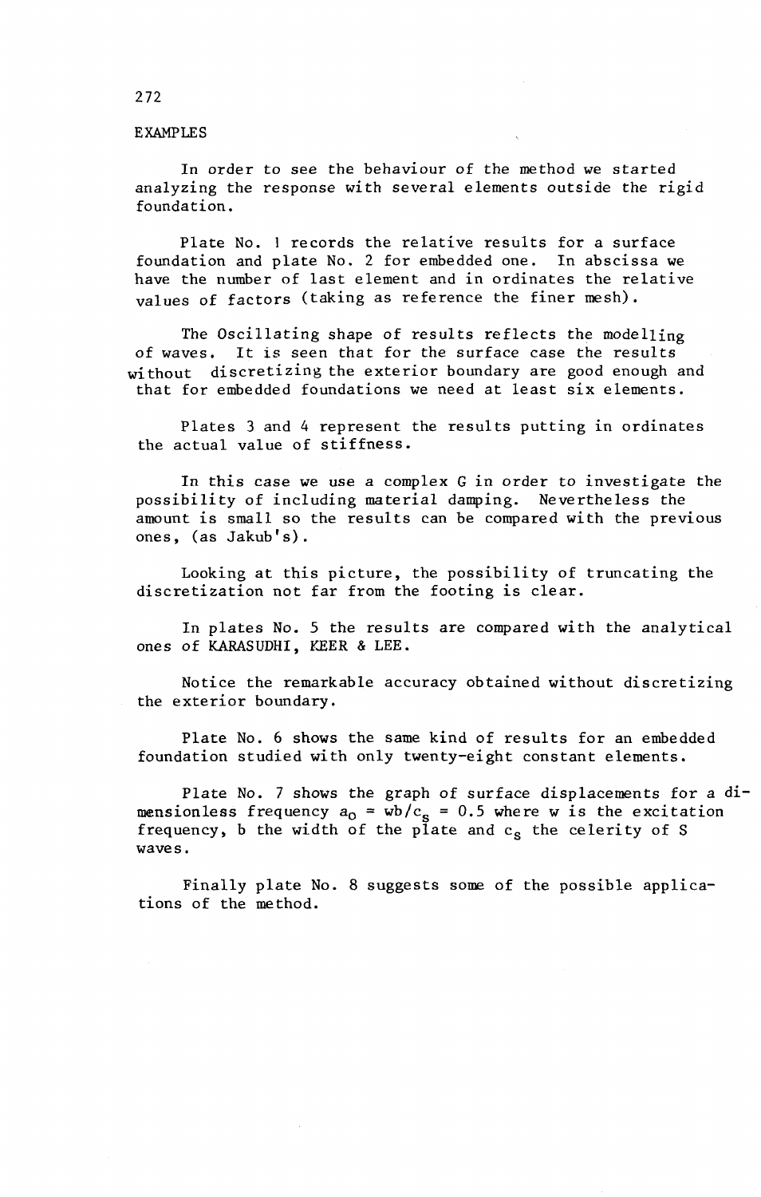## EXAMPLES

In order to see the behaviour of the method we started analyzing the response with several elements outside the rigid foundation.

Plate No. 1 records the relative results for a surface foundation and plate No. 2 for embedded one. In abscissa we have the number of last element and in ordinates the relative values of factors (taking as reference the finer mesh).

The Oscillating shape of results reflects the modelling of waves. It is seen that for the surface case the results without discretizing the exterior boundary are good enough and that for embedded foundations we need at least six elements.

Plates 3 and 4 represent the results putting in ordinates the actual value of stiffness.

In this case we use a complex G in order to investigate the possibility of including material damping. Nevertheless the amount is small so the results can be compared with the previous ones, (as Jakub's).

Looking at this picture, the possibility of truncating the discretization not far from the footing is clear.

In plates No. 5 the results are compared with the analytical ones of KARASUDHI, KEER & LEE.

Notice the remarkable accuracy obtained without discretizing the exterior boundary.

Plate No. 6 shows the same kind of results for an embedded foundation studied with only twenty-eight constant elements.

Plate No. 7 shows the graph of surface displacements for a dimensionless frequency $a_0 = wb/c_s = 0.5$ where w is the excitation frequency, b the width of the plate and $c_s$ the celerity of S waves.

Finally plate No. 8 suggests some of the possible applications of the method.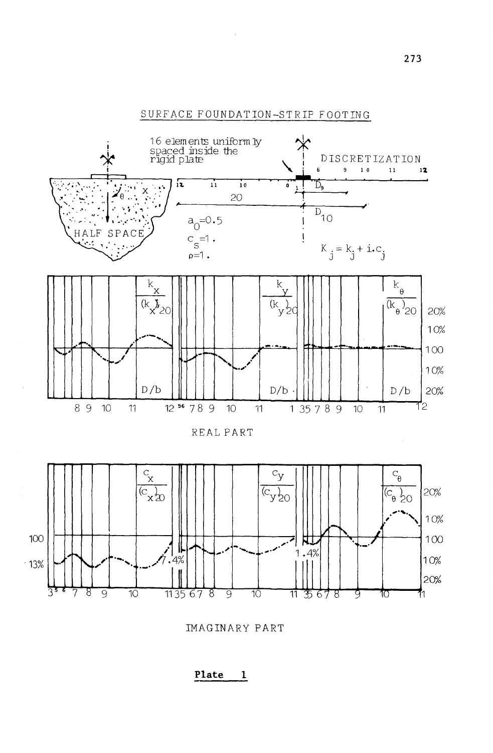SURFACE FOUNDATION-STRIP FOOTING

16 elements uniformly spaced inside the rigid plate

HALF SPACE

$x$

$\theta$

DISCRETIZATION

6 9 10 11 12

12 11 10 0 1

$D_9$

20

$D_{10}$

$a_0 = 0.5$

$c_s = 1.$

$\rho = 1.$

$K_j = k_j + i.c_j$

$\frac{k_x}{(k_x)_{20}}$ $\frac{k_y}{(k_y)_{20}}$ $\frac{k_\theta}{(k_\theta)_{20}}$

20%

10%

100

10%

20%

D/b D/b D/b

8 9 10 11 12 5 6 7 8 9 10 11 1 3 5 7 8 9 10 11 12

REAL PART

$\frac{c_x}{(c_x)_{20}}$ $\frac{c_y}{(c_y)_{20}}$ $\frac{c_\theta}{(c_\theta)_{20}}$

100

13%

7.4%

1.4%

20%

10%

100

10%

20%

3 5 6 7 8 9 10 11 3 5 6 7 8 9 10 11 3 5 6 7 8 9 10 11

IMAGINARY PART

**Plate 1**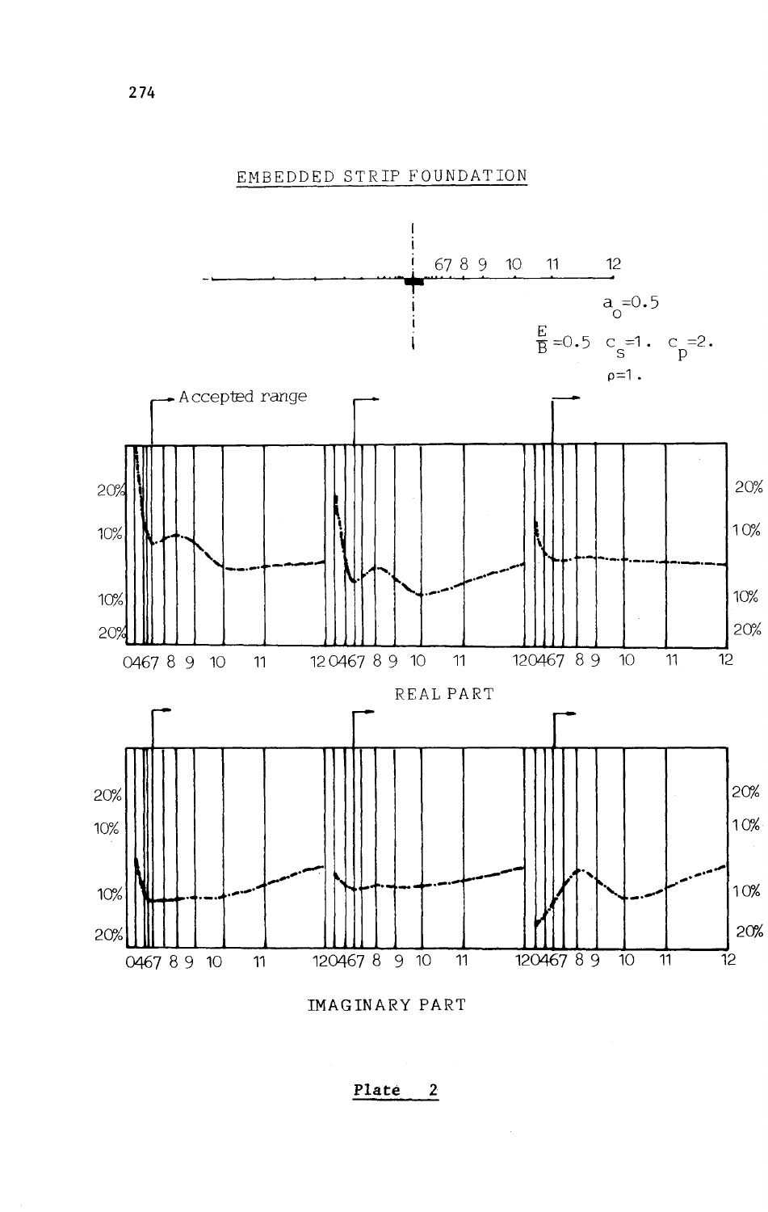EMBEDDED STRIP FOUNDATION

67 8 9 10 11 12

$a_o=0.5$

$\frac{E}{B}=0.5$ $c_s=1.$ $c_p=2.$

$\rho=1.$

Accepted range

20% 10% 10% 20%

0467 8 9 10 11 12 0467 8 9 10 11 12 0467 8 9 10 11 12

REAL PART

20% 10% 10% 20%

0467 8 9 10 11 12 0467 8 9 10 11 12 0467 8 9 10 11 12

IMAGINARY PART

**Plate 2**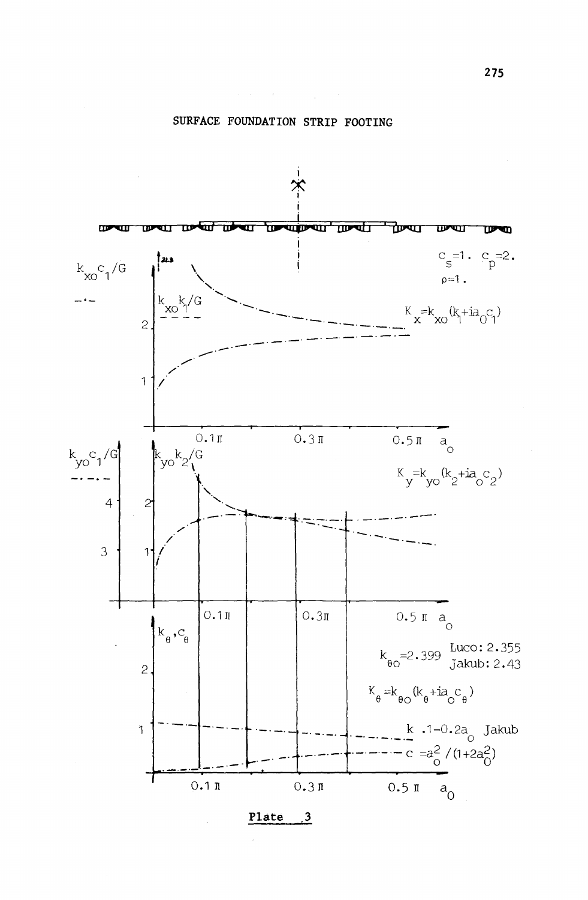SURFACE FOUNDATION STRIP FOOTING

$c_s=1.$ $c_p=2.$

$\rho=1.$

$k_{xo}c_1/G$

$k_{xo}k_1/G$

$K_x=k_{xo}(k_1+ia_oc_1)$

2

1

0.1 π

0.3 π

0.5 π $a_o$

$k_{yo}c_1/G$

$k_{yo}k_2/G$

$K_y=k_{yo}(k_2+ia_oc_2)$

4

3

2

1

0.1 π

0.3 π

0.5 π $a_o$

$k_\theta, c_\theta$

$k_{\theta o}=2.399$ Luco: 2.355 Jakub: 2.43

$K_\theta=k_{\theta o}(k_\theta+ia_oc_\theta)$

2

1

$k$ .1-0.2$a_o$ Jakub

$c=a_o^2/(1+2a_o^2)$

0.1 π

0.3 π

0.5 π $a_o$

**Plate 3**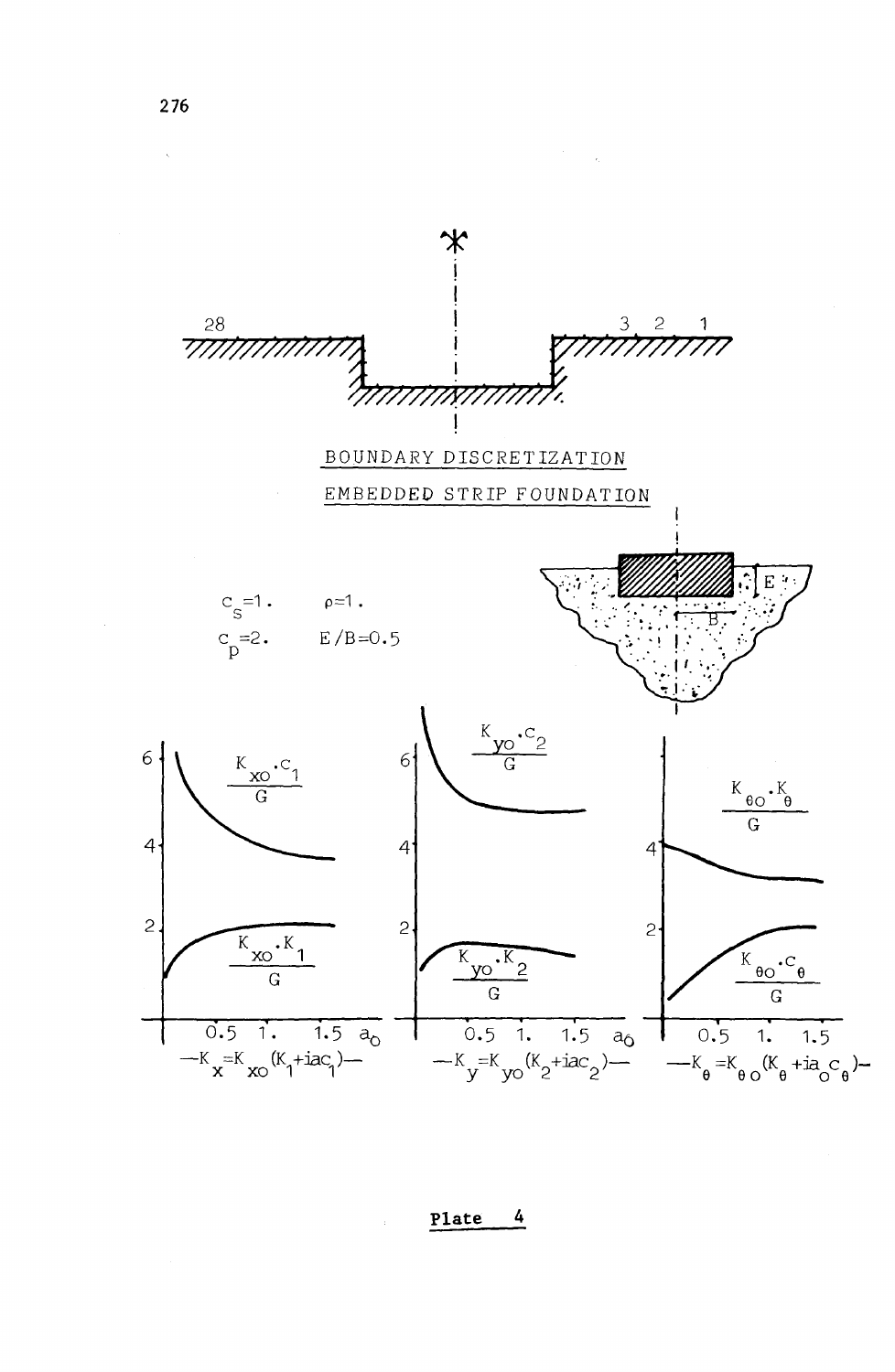28

3 2 1

BOUNDARY DISCRETIZATION

EMBEDDED STRIP FOUNDATION

E

B

$c_s = 1.$ $\rho = 1.$

$c_p = 2.$ $E/B = 0.5$

6

4

2

$\frac{K_{xo} \cdot c_1}{G}$

$\frac{K_{xo} \cdot K_1}{G}$

0.5 1. 1.5 $a_o$

$K_x = K_{xo}(K_1 + ia_o c_1)$

6

4

2

$\frac{K_{yo} \cdot c_2}{G}$

$\frac{K_{yo} \cdot K_2}{G}$

0.5 1. 1.5 $a_o$

$K_y = K_{yo}(K_2 + ia_o c_2)$

4

2

$\frac{K_{\theta o} \cdot K_\theta}{G}$

$\frac{K_{\theta o} \cdot c_\theta}{G}$

0.5 1. 1.5

$K_\theta = K_{\theta o}(K_\theta + ia_o c_\theta)$

**Plate 4**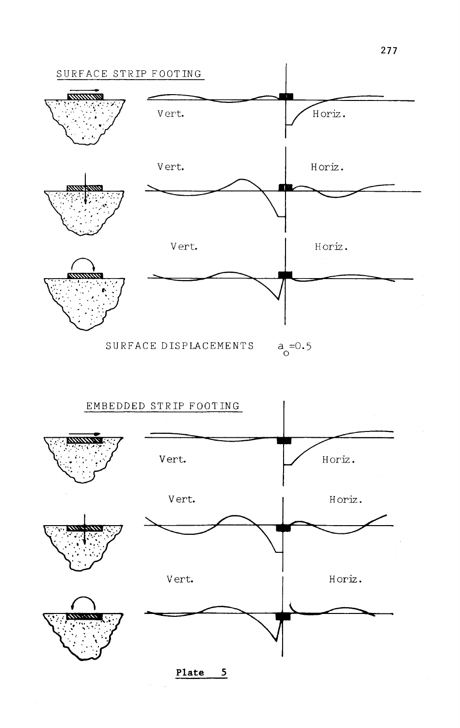SURFACE STRIP FOOTING

Vert.

Horiz.

Vert.

Horiz.

Vert.

Horiz.

SURFACE DISPLACEMENTS $a_o$=0.5

EMBEDDED STRIP FOOTING

Vert.

Horiz.

Vert.

Horiz.

Vert.

Horiz.

**Plate 5**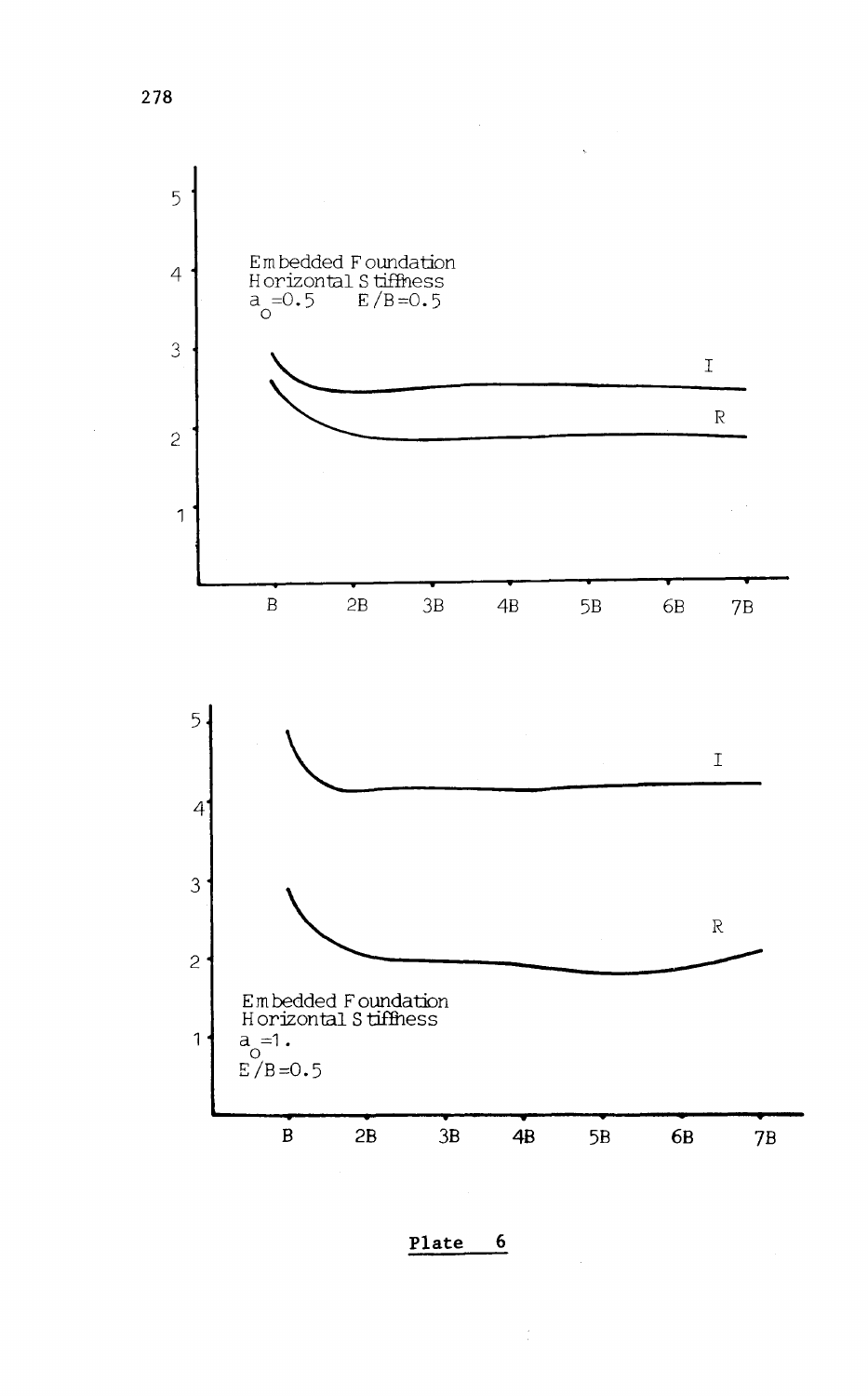5

4

3

2

1

Embedded Foundation
Horizontal Stiffness
$a_o=0.5$ $E/B=0.5$

I

R

B 2B 3B 4B 5B 6B 7B

5

4

3

2

1

I

R

Embedded Foundation
Horizontal Stiffness
$a_o=1.$
$E/B=0.5$

B 2B 3B 4B 5B 6B 7B

**Plate 6**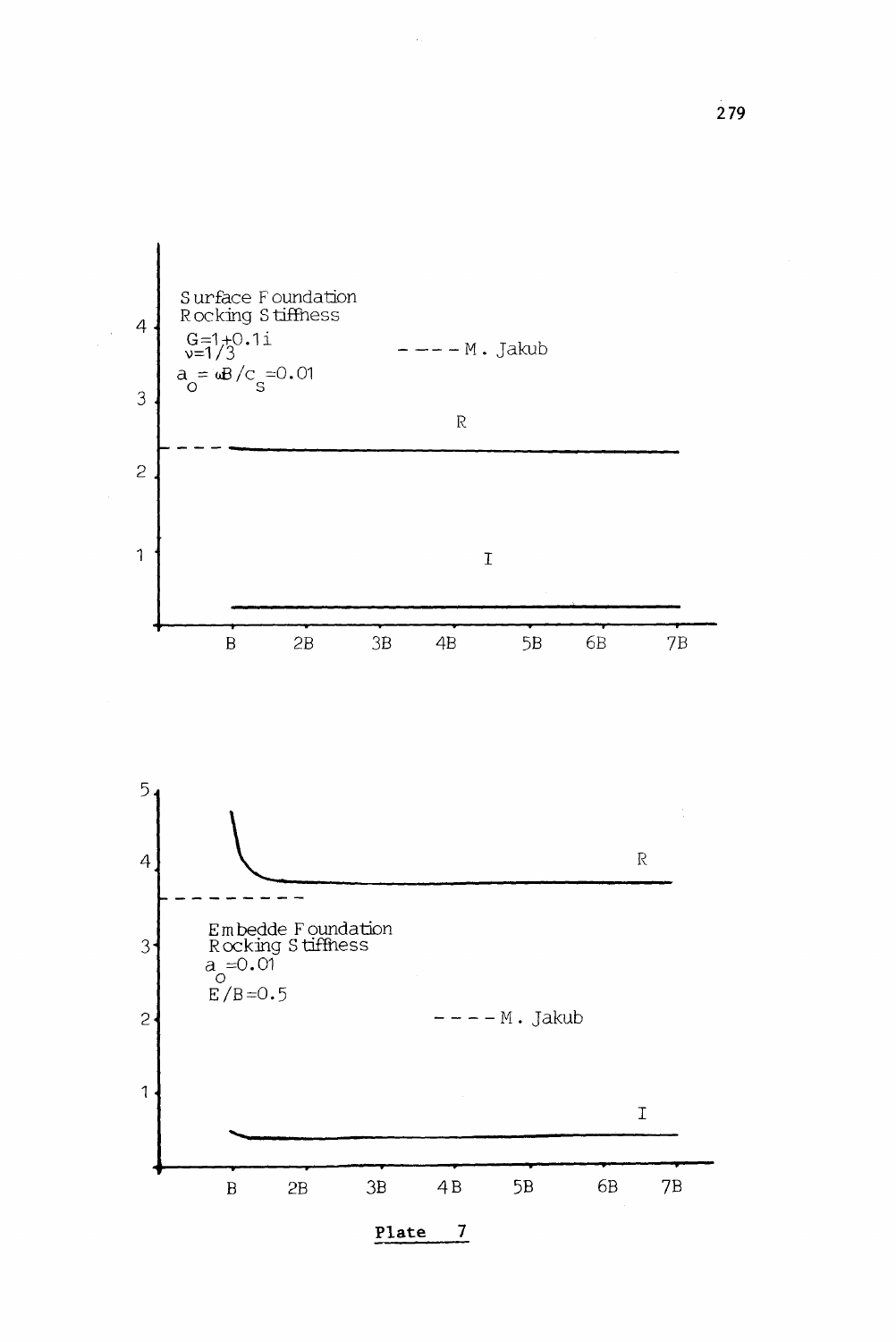Surface Foundation
Rocking Stiffness

$G=1+0.1i$

$\nu=1/3$

$a_o = \omega B/c_s = 0.01$

---- M. Jakub

R

I

4

3

2

1

B 2B 3B 4B 5B 6B 7B

Embedde Foundation
Rocking Stiffness

$a_o = 0.01$

$E/B = 0.5$

---- M. Jakub

R

I

5

4

3

2

1

B 2B 3B 4B 5B 6B 7B

**Plate 7**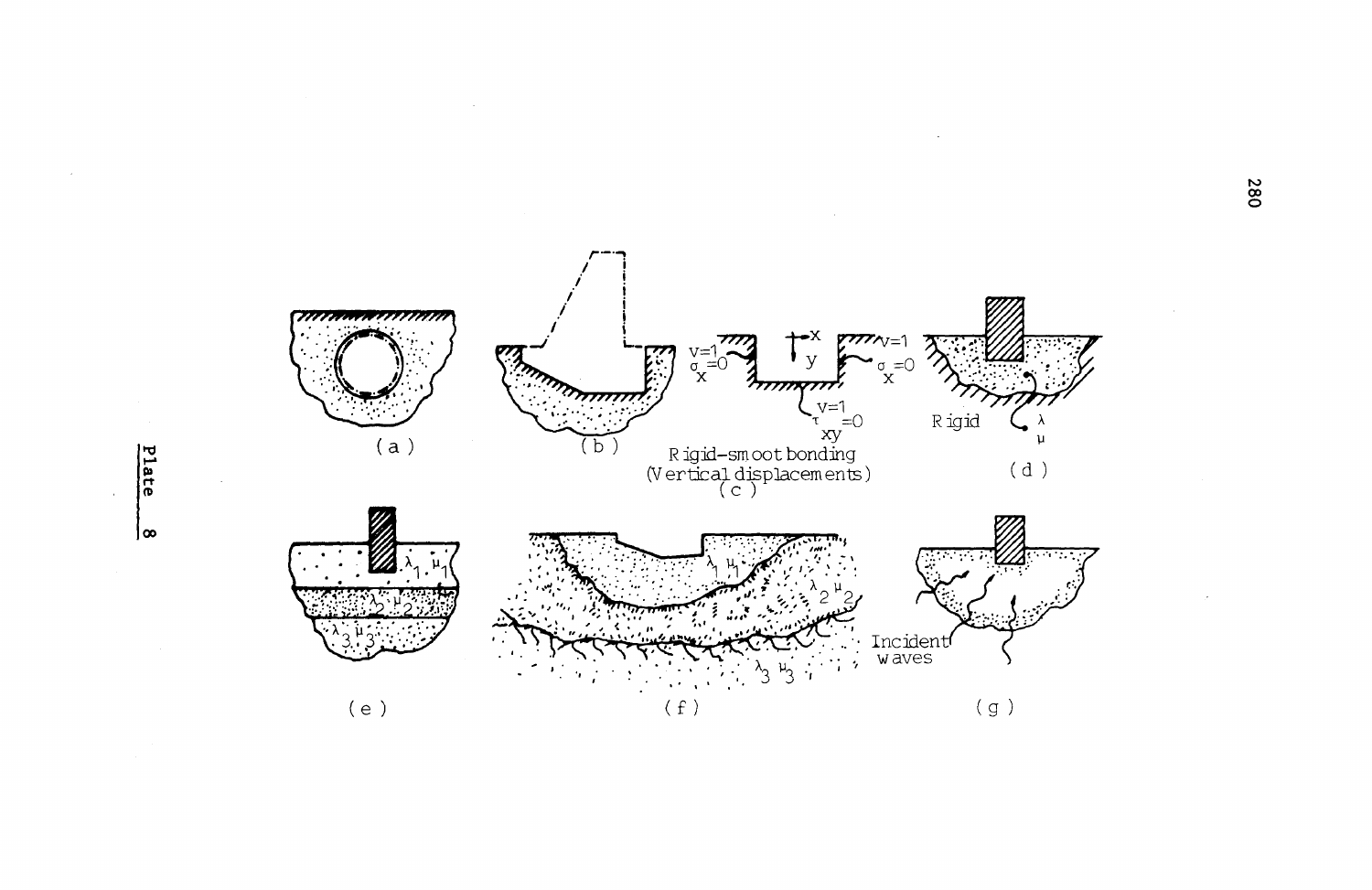Plate 8

(a)

(b)

$v=1$
$\sigma_x=0$

$v=1$
$\sigma_x=0$

$v=1$
$\tau_{xy}=0$

Rigid-smoot bonding
(Vertical displacements)
(c)

Rigid

$\lambda$
$\mu$

(d)

$\lambda_1, \mu_1$

$\lambda_2\ \mu_2$

$\lambda_3\ \mu_3$

(e)

$\lambda_1\ \mu_1$

$\lambda_2\ \mu_2$

$\lambda_3\ \mu_3$

(f)

Incident waves

(g)